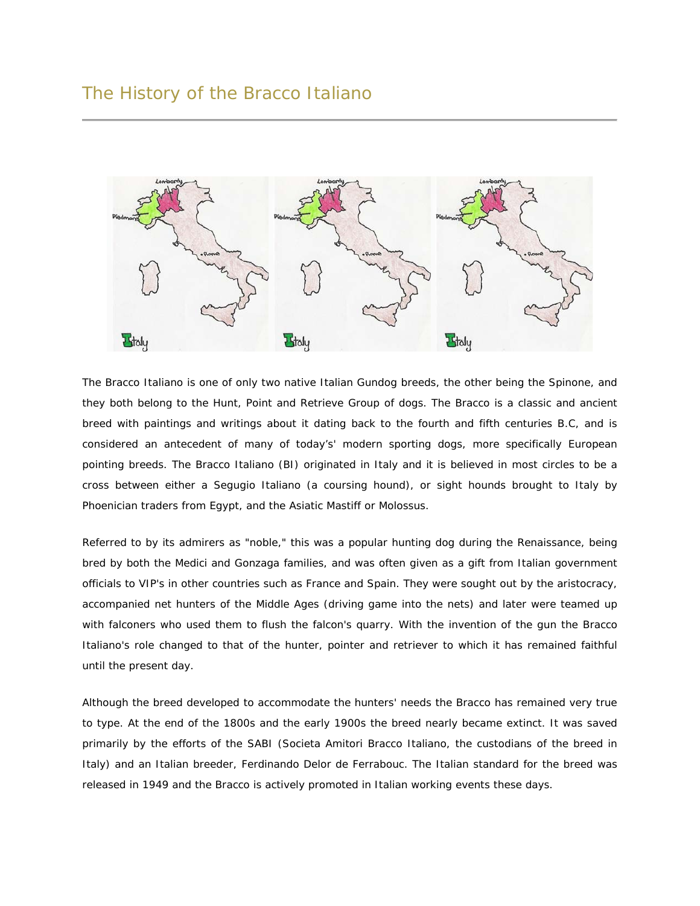# The History of the Bracco Italiano

The Bracco Italiano is one of only two native Italian Gundog breeds, the other being the Spinone, and they both belong to the Hunt, Point and Retrieve Group of dogs. The Bracco is a classic and ancient breed with paintings and writings about it dating back to the fourth and fifth centuries B.C, and is considered an antecedent of many of today's' modern sporting dogs, more specifically European pointing breeds. The Bracco Italiano (BI) originated in Italy and it is believed in most circles to be a cross between either a Segugio Italiano (a coursing hound), or sight hounds brought to Italy by Phoenician traders from Egypt, and the Asiatic Mastiff or Molossus.

Referred to by its admirers as "noble," this was a popular hunting dog during the Renaissance, being bred by both the Medici and Gonzaga families, and was often given as a gift from Italian government officials to VIP's in other countries such as France and Spain. They were sought out by the aristocracy, accompanied net hunters of the Middle Ages (driving game into the nets) and later were teamed up with falconers who used them to flush the falcon's quarry. With the invention of the gun the Bracco Italiano's role changed to that of the hunter, pointer and retriever to which it has remained faithful until the present day.

Although the breed developed to accommodate the hunters' needs the Bracco has remained very true to type. At the end of the 1800s and the early 1900s the breed nearly became extinct. It was saved primarily by the efforts of the SABI (Societa Amitori Bracco Italiano, the custodians of the breed in Italy) and an Italian breeder, Ferdinando Delor de Ferrabouc. The Italian standard for the breed was released in 1949 and the Bracco is actively promoted in Italian working events these days.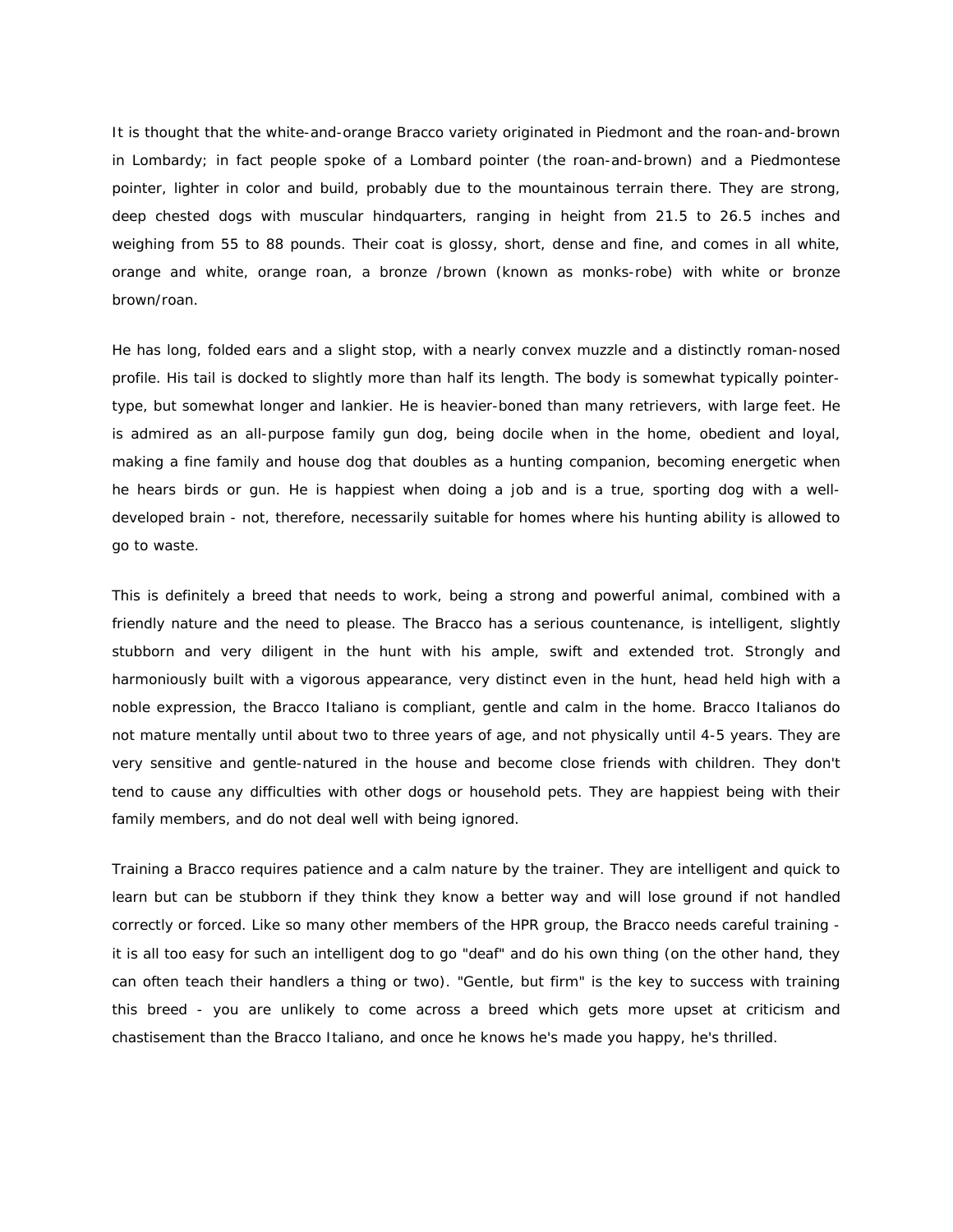It is thought that the white-and-orange Bracco variety originated in Piedmont and the roan-and-brown in Lombardy; in fact people spoke of a Lombard pointer (the roan-and-brown) and a Piedmontese pointer, lighter in color and build, probably due to the mountainous terrain there. They are strong, deep chested dogs with muscular hindquarters, ranging in height from 21.5 to 26.5 inches and weighing from 55 to 88 pounds. Their coat is glossy, short, dense and fine, and comes in all white, orange and white, orange roan, a bronze /brown (known as monks-robe) with white or bronze brown/roan.

He has long, folded ears and a slight stop, with a nearly convex muzzle and a distinctly roman-nosed profile. His tail is docked to slightly more than half its length. The body is somewhat typically pointer-type, but somewhat longer and lankier. He is heavier-boned than many retrievers, with large feet. He is admired as an all-purpose family gun dog, being docile when in the home, obedient and loyal, making a fine family and house dog that doubles as a hunting companion, becoming energetic when he hears birds or gun. He is happiest when doing a job and is a true, sporting dog with a well-developed brain - not, therefore, necessarily suitable for homes where his hunting ability is allowed to go to waste.

This is definitely a breed that needs to work, being a strong and powerful animal, combined with a friendly nature and the need to please. The Bracco has a serious countenance, is intelligent, slightly stubborn and very diligent in the hunt with his ample, swift and extended trot. Strongly and harmoniously built with a vigorous appearance, very distinct even in the hunt, head held high with a noble expression, the Bracco Italiano is compliant, gentle and calm in the home. Bracco Italianos do not mature mentally until about two to three years of age, and not physically until 4-5 years. They are very sensitive and gentle-natured in the house and become close friends with children. They don't tend to cause any difficulties with other dogs or household pets. They are happiest being with their family members, and do not deal well with being ignored.

Training a Bracco requires patience and a calm nature by the trainer. They are intelligent and quick to learn but can be stubborn if they think they know a better way and will lose ground if not handled correctly or forced. Like so many other members of the HPR group, the Bracco needs careful training - it is all too easy for such an intelligent dog to go "deaf" and do his own thing (on the other hand, they can often teach their handlers a thing or two). "Gentle, but firm" is the key to success with training this breed - you are unlikely to come across a breed which gets more upset at criticism and chastisement than the Bracco Italiano, and once he knows he's made you happy, he's thrilled.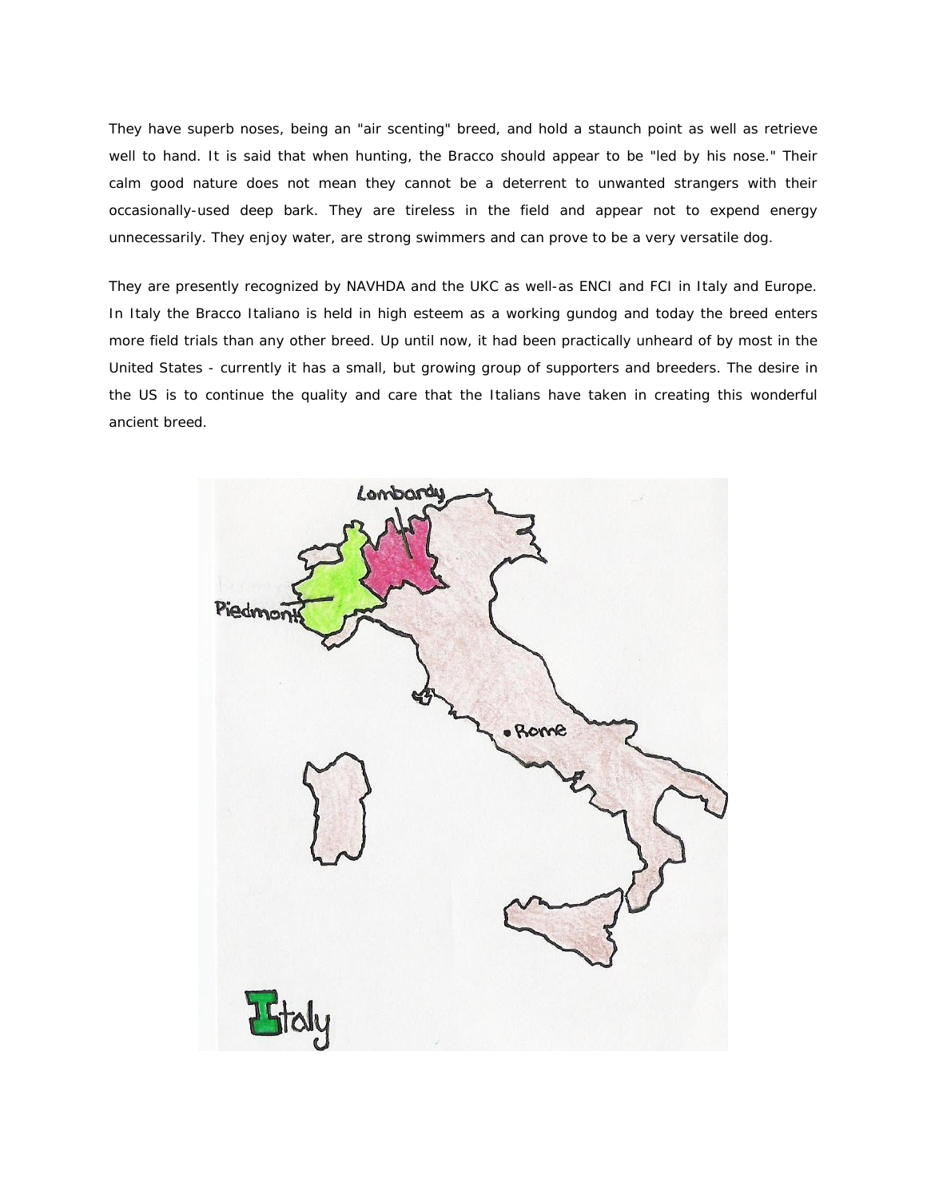They have superb noses, being an "air scenting" breed, and hold a staunch point as well as retrieve well to hand. It is said that when hunting, the Bracco should appear to be "led by his nose." Their calm good nature does not mean they cannot be a deterrent to unwanted strangers with their occasionally-used deep bark. They are tireless in the field and appear not to expend energy unnecessarily. They enjoy water, are strong swimmers and can prove to be a very versatile dog.

They are presently recognized by NAVHDA and the UKC as well-as ENCI and FCI in Italy and Europe. In Italy the Bracco Italiano is held in high esteem as a working gundog and today the breed enters more field trials than any other breed. Up until now, it had been practically unheard of by most in the United States - currently it has a small, but growing group of supporters and breeders. The desire in the US is to continue the quality and care that the Italians have taken in creating this wonderful ancient breed.

Lombardy

Piedmont

Rome

Italy